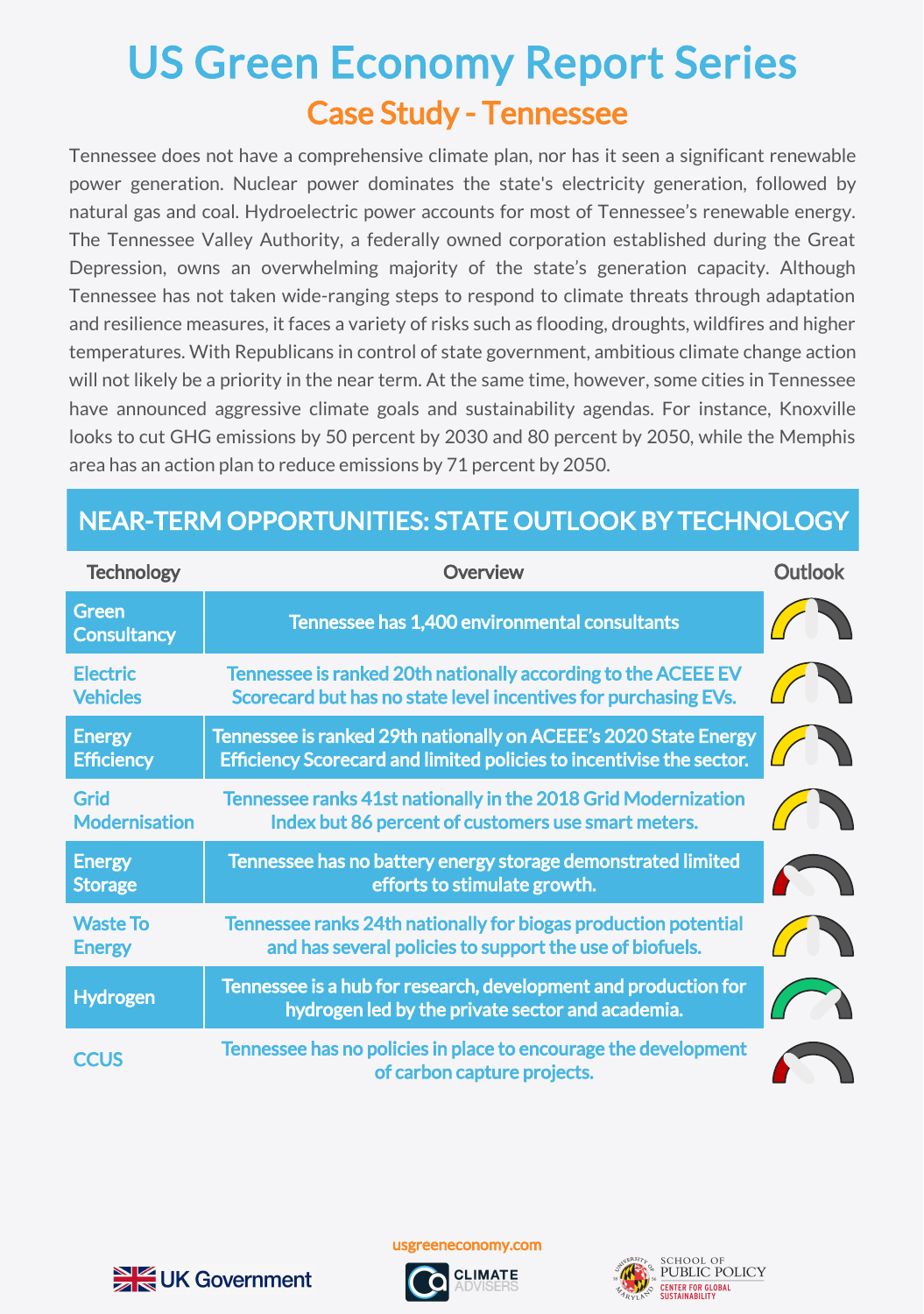# US Green Economy Report Series

## Case Study - Tennessee

Tennessee does not have a comprehensive climate plan, nor has it seen a significant renewable power generation. Nuclear power dominates the state's electricity generation, followed by natural gas and coal. Hydroelectric power accounts for most of Tennessee's renewable energy. The Tennessee Valley Authority, a federally owned corporation established during the Great Depression, owns an overwhelming majority of the state's generation capacity. Although Tennessee has not taken wide-ranging steps to respond to climate threats through adaptation and resilience measures, it faces a variety of risks such as flooding, droughts, wildfires and higher temperatures. With Republicans in control of state government, ambitious climate change action will not likely be a priority in the near term. At the same time, however, some cities in Tennessee have announced aggressive climate goals and sustainability agendas. For instance, Knoxville looks to cut GHG emissions by 50 percent by 2030 and 80 percent by 2050, while the Memphis area has an action plan to reduce emissions by 71 percent by 2050.

## NEAR-TERM OPPORTUNITIES: STATE OUTLOOK BY TECHNOLOGY

| Technology | Overview | Outlook |
|---|---|---|
| Green Consultancy | Tennessee has 1,400 environmental consultants | |
| Electric Vehicles | Tennessee is ranked 20th nationally according to the ACEEE EV Scorecard but has no state level incentives for purchasing EVs. | |
| Energy Efficiency | Tennessee is ranked 29th nationally on ACEEE's 2020 State Energy Efficiency Scorecard and limited policies to incentivise the sector. | |
| Grid Modernisation | Tennessee ranks 41st nationally in the 2018 Grid Modernization Index but 86 percent of customers use smart meters. | |
| Energy Storage | Tennessee has no battery energy storage demonstrated limited efforts to stimulate growth. | |
| Waste To Energy | Tennessee ranks 24th nationally for biogas production potential and has several policies to support the use of biofuels. | |
| Hydrogen | Tennessee is a hub for research, development and production for hydrogen led by the private sector and academia. | |
| CCUS | Tennessee has no policies in place to encourage the development of carbon capture projects. | |

usgreeneconomy.com

UK Government

CLIMATE ADVISERS

SCHOOL OF PUBLIC POLICY
CENTER FOR GLOBAL SUSTAINABILITY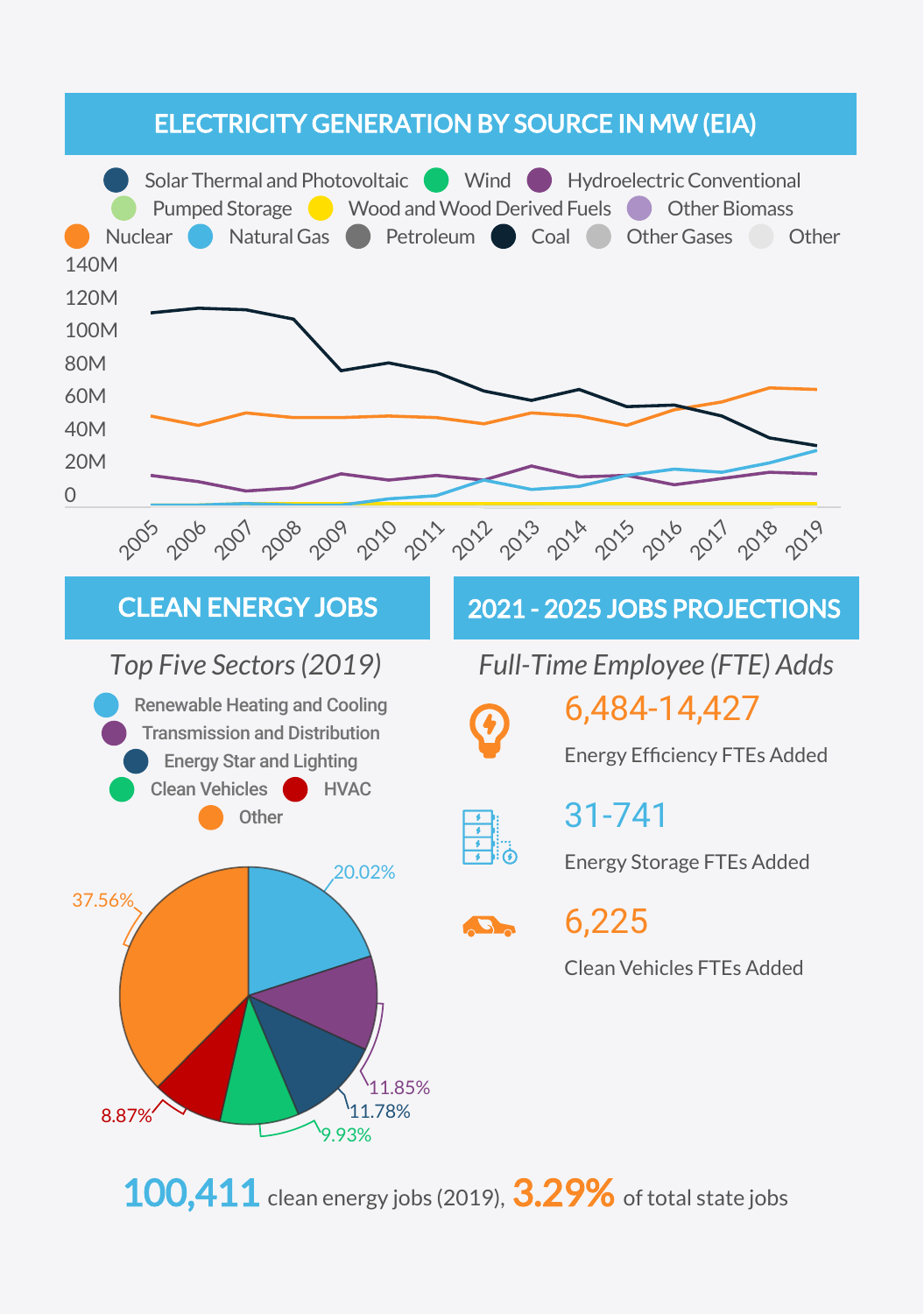## ELECTRICITY GENERATION BY SOURCE IN MW (EIA)

Solar Thermal and Photovoltaic, Wind, Hydroelectric Conventional, Pumped Storage, Wood and Wood Derived Fuels, Other Biomass, Nuclear, Natural Gas, Petroleum, Coal, Other Gases, Other

140M
120M
100M
80M
60M
40M
20M
0

2005 2006 2007 2008 2009 2010 2011 2012 2013 2014 2015 2016 2017 2018 2019

## CLEAN ENERGY JOBS

*Top Five Sectors (2019)*

Renewable Heating and Cooling, Transmission and Distribution, Energy Star and Lighting, Clean Vehicles, HVAC, Other

20.02%
11.85%
11.78%
9.93%
8.87%
37.56%

## 2021 - 2025 JOBS PROJECTIONS

*Full-Time Employee (FTE) Adds*

**6,484-14,427**

Energy Efficiency FTEs Added

**31-741**

Energy Storage FTEs Added

**6,225**

Clean Vehicles FTEs Added

**100,411** clean energy jobs (2019), **3.29%** of total state jobs